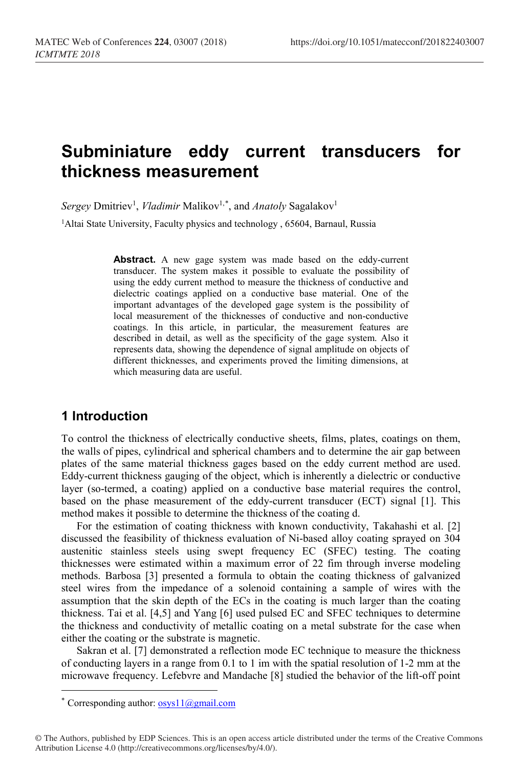# Subminiature eddy current transducers for thickness measurement

*Sergey* Dmitriev[1], *Vladimir* Malikov[1,*], and *Anatoly* Sagalakov[1]

[1]Altai State University, Faculty physics and technology , 65604, Barnaul, Russia

**Abstract.** A new gage system was made based on the eddy-current transducer. The system makes it possible to evaluate the possibility of using the eddy current method to measure the thickness of conductive and dielectric coatings applied on a conductive base material. One of the important advantages of the developed gage system is the possibility of local measurement of the thicknesses of conductive and non-conductive coatings. In this article, in particular, the measurement features are described in detail, as well as the specificity of the gage system. Also it represents data, showing the dependence of signal amplitude on objects of different thicknesses, and experiments proved the limiting dimensions, at which measuring data are useful.

## 1 Introduction

To control the thickness of electrically conductive sheets, films, plates, coatings on them, the walls of pipes, cylindrical and spherical chambers and to determine the air gap between plates of the same material thickness gages based on the eddy current method are used. Eddy-current thickness gauging of the object, which is inherently a dielectric or conductive layer (so-termed, a coating) applied on a conductive base material requires the control, based on the phase measurement of the eddy-current transducer (ECT) signal [1]. This method makes it possible to determine the thickness of the coating d.

For the estimation of coating thickness with known conductivity, Takahashi et al. [2] discussed the feasibility of thickness evaluation of Ni-based alloy coating sprayed on 304 austenitic stainless steels using swept frequency EC (SFEC) testing. The coating thicknesses were estimated within a maximum error of 22 fim through inverse modeling methods. Barbosa [3] presented a formula to obtain the coating thickness of galvanized steel wires from the impedance of a solenoid containing a sample of wires with the assumption that the skin depth of the ECs in the coating is much larger than the coating thickness. Tai et al. [4,5] and Yang [6] used pulsed EC and SFEC techniques to determine the thickness and conductivity of metallic coating on a metal substrate for the case when either the coating or the substrate is magnetic.

Sakran et al. [7] demonstrated a reflection mode EC technique to measure the thickness of conducting layers in a range from 0.1 to 1 im with the spatial resolution of 1-2 mm at the microwave frequency. Lefebvre and Mandache [8] studied the behavior of the lift-off point

* Corresponding author: osys11@gmail.com

© The Authors, published by EDP Sciences. This is an open access article distributed under the terms of the Creative Commons Attribution License 4.0 (http://creativecommons.org/licenses/by/4.0/).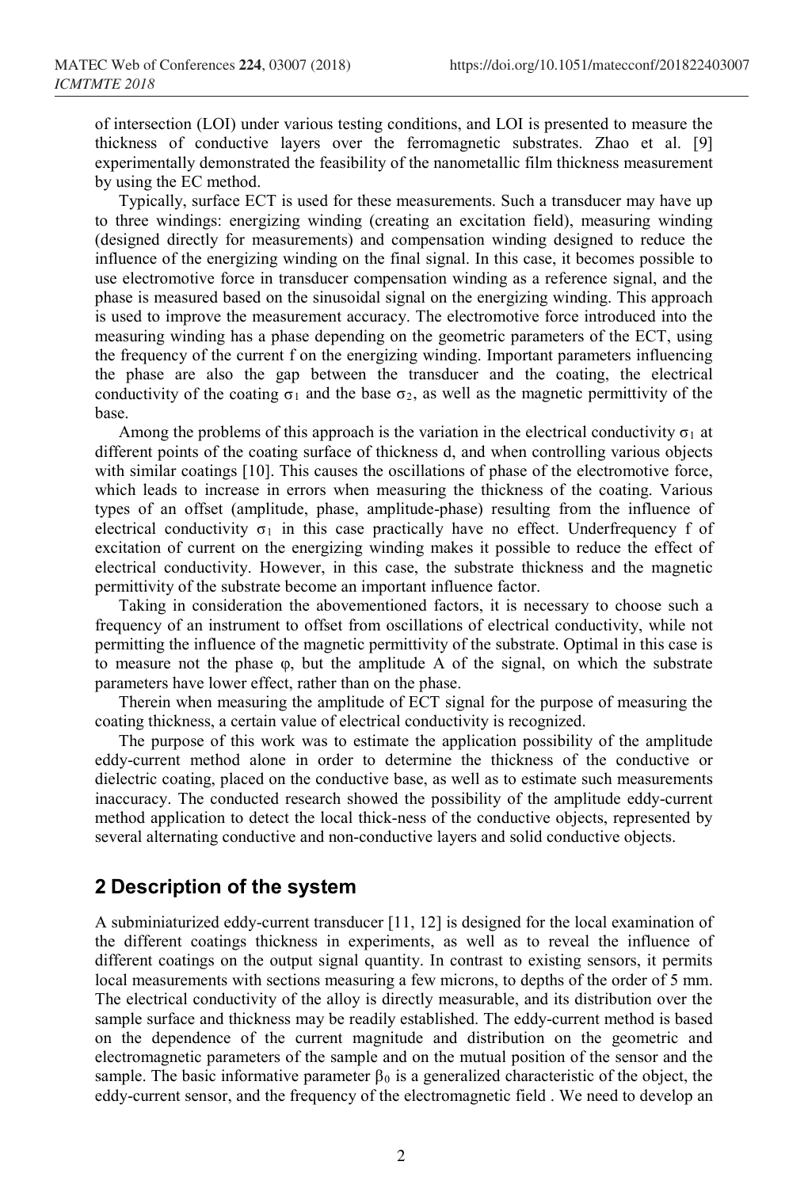of intersection (LOI) under various testing conditions, and LOI is presented to measure the thickness of conductive layers over the ferromagnetic substrates. Zhao et al. [9] experimentally demonstrated the feasibility of the nanometallic film thickness measurement by using the EC method.

Typically, surface ECT is used for these measurements. Such a transducer may have up to three windings: energizing winding (creating an excitation field), measuring winding (designed directly for measurements) and compensation winding designed to reduce the influence of the energizing winding on the final signal. In this case, it becomes possible to use electromotive force in transducer compensation winding as a reference signal, and the phase is measured based on the sinusoidal signal on the energizing winding. This approach is used to improve the measurement accuracy. The electromotive force introduced into the measuring winding has a phase depending on the geometric parameters of the ECT, using the frequency of the current f on the energizing winding. Important parameters influencing the phase are also the gap between the transducer and the coating, the electrical conductivity of the coating $\sigma_1$ and the base $\sigma_2$, as well as the magnetic permittivity of the base.

Among the problems of this approach is the variation in the electrical conductivity $\sigma_1$ at different points of the coating surface of thickness d, and when controlling various objects with similar coatings [10]. This causes the oscillations of phase of the electromotive force, which leads to increase in errors when measuring the thickness of the coating. Various types of an offset (amplitude, phase, amplitude-phase) resulting from the influence of electrical conductivity $\sigma_1$ in this case practically have no effect. Underfrequency f of excitation of current on the energizing winding makes it possible to reduce the effect of electrical conductivity. However, in this case, the substrate thickness and the magnetic permittivity of the substrate become an important influence factor.

Taking in consideration the abovementioned factors, it is necessary to choose such a frequency of an instrument to offset from oscillations of electrical conductivity, while not permitting the influence of the magnetic permittivity of the substrate. Optimal in this case is to measure not the phase $\varphi$, but the amplitude A of the signal, on which the substrate parameters have lower effect, rather than on the phase.

Therein when measuring the amplitude of ECT signal for the purpose of measuring the coating thickness, a certain value of electrical conductivity is recognized.

The purpose of this work was to estimate the application possibility of the amplitude eddy-current method alone in order to determine the thickness of the conductive or dielectric coating, placed on the conductive base, as well as to estimate such measurements inaccuracy. The conducted research showed the possibility of the amplitude eddy-current method application to detect the local thick-ness of the conductive objects, represented by several alternating conductive and non-conductive layers and solid conductive objects.

## 2 Description of the system

A subminiaturized eddy-current transducer [11, 12] is designed for the local examination of the different coatings thickness in experiments, as well as to reveal the influence of different coatings on the output signal quantity. In contrast to existing sensors, it permits local measurements with sections measuring a few microns, to depths of the order of 5 mm. The electrical conductivity of the alloy is directly measurable, and its distribution over the sample surface and thickness may be readily established. The eddy-current method is based on the dependence of the current magnitude and distribution on the geometric and electromagnetic parameters of the sample and on the mutual position of the sensor and the sample. The basic informative parameter $\beta_0$ is a generalized characteristic of the object, the eddy-current sensor, and the frequency of the electromagnetic field . We need to develop an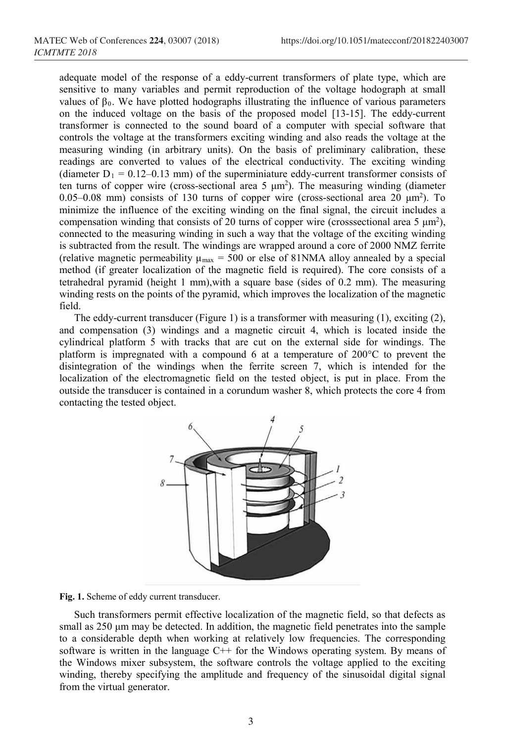adequate model of the response of a eddy-current transformers of plate type, which are sensitive to many variables and permit reproduction of the voltage hodograph at small values of $\beta_0$. We have plotted hodographs illustrating the influence of various parameters on the induced voltage on the basis of the proposed model [13-15]. The eddy-current transformer is connected to the sound board of a computer with special software that controls the voltage at the transformers exciting winding and also reads the voltage at the measuring winding (in arbitrary units). On the basis of preliminary calibration, these readings are converted to values of the electrical conductivity. The exciting winding (diameter $D_1$ = 0.12–0.13 mm) of the superminiature eddy-current transformer consists of ten turns of copper wire (cross-sectional area 5 $\mu m^2$). The measuring winding (diameter 0.05–0.08 mm) consists of 130 turns of copper wire (cross-sectional area 20 $\mu m^2$). To minimize the influence of the exciting winding on the final signal, the circuit includes a compensation winding that consists of 20 turns of copper wire (crosssectional area 5 $\mu m^2$), connected to the measuring winding in such a way that the voltage of the exciting winding is subtracted from the result. The windings are wrapped around a core of 2000 NMZ ferrite (relative magnetic permeability $\mu_{max}$ = 500 or else of 81NMA alloy annealed by a special method (if greater localization of the magnetic field is required). The core consists of a tetrahedral pyramid (height 1 mm),with a square base (sides of 0.2 mm). The measuring winding rests on the points of the pyramid, which improves the localization of the magnetic field.

The eddy-current transducer (Figure 1) is a transformer with measuring (1), exciting (2), and compensation (3) windings and a magnetic circuit 4, which is located inside the cylindrical platform 5 with tracks that are cut on the external side for windings. The platform is impregnated with a compound 6 at a temperature of 200°C to prevent the disintegration of the windings when the ferrite screen 7, which is intended for the localization of the electromagnetic field on the tested object, is put in place. From the outside the transducer is contained in a corundum washer 8, which protects the core 4 from contacting the tested object.

**Fig. 1.** Scheme of eddy current transducer.

Such transformers permit effective localization of the magnetic field, so that defects as small as 250 μm may be detected. In addition, the magnetic field penetrates into the sample to a considerable depth when working at relatively low frequencies. The corresponding software is written in the language C++ for the Windows operating system. By means of the Windows mixer subsystem, the software controls the voltage applied to the exciting winding, thereby specifying the amplitude and frequency of the sinusoidal digital signal from the virtual generator.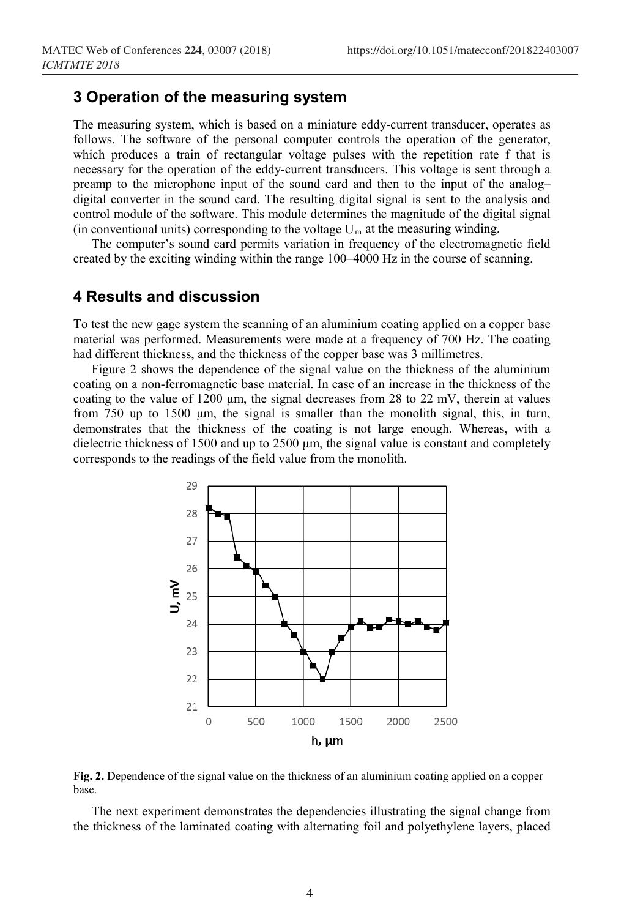## 3 Operation of the measuring system

The measuring system, which is based on a miniature eddy-current transducer, operates as follows. The software of the personal computer controls the operation of the generator, which produces a train of rectangular voltage pulses with the repetition rate f that is necessary for the operation of the eddy-current transducers. This voltage is sent through a preamp to the microphone input of the sound card and then to the input of the analog–digital converter in the sound card. The resulting digital signal is sent to the analysis and control module of the software. This module determines the magnitude of the digital signal (in conventional units) corresponding to the voltage $U_m$ at the measuring winding.

The computer's sound card permits variation in frequency of the electromagnetic field created by the exciting winding within the range 100–4000 Hz in the course of scanning.

## 4 Results and discussion

To test the new gage system the scanning of an aluminium coating applied on a copper base material was performed. Measurements were made at a frequency of 700 Hz. The coating had different thickness, and the thickness of the copper base was 3 millimetres.

Figure 2 shows the dependence of the signal value on the thickness of the aluminium coating on a non-ferromagnetic base material. In case of an increase in the thickness of the coating to the value of 1200 μm, the signal decreases from 28 to 22 mV, therein at values from 750 up to 1500 μm, the signal is smaller than the monolith signal, this, in turn, demonstrates that the thickness of the coating is not large enough. Whereas, with a dielectric thickness of 1500 and up to 2500 μm, the signal value is constant and completely corresponds to the readings of the field value from the monolith.

**Fig. 2.** Dependence of the signal value on the thickness of an aluminium coating applied on a copper base.

The next experiment demonstrates the dependencies illustrating the signal change from the thickness of the laminated coating with alternating foil and polyethylene layers, placed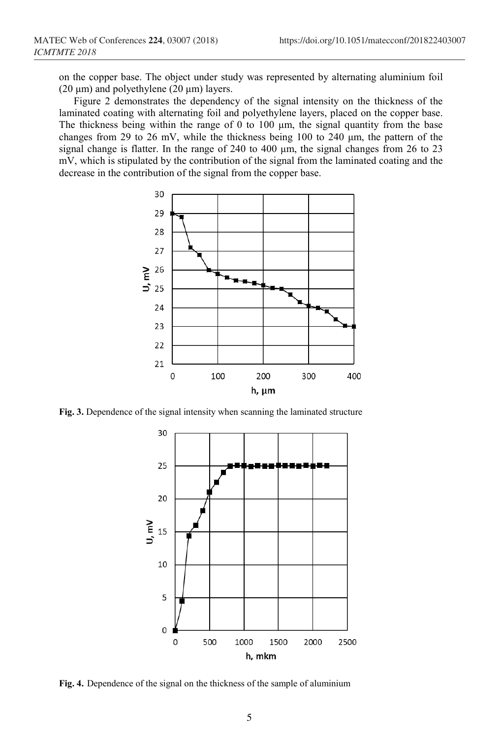on the copper base. The object under study was represented by alternating aluminium foil (20 μm) and polyethylene (20 μm) layers.

Figure 2 demonstrates the dependency of the signal intensity on the thickness of the laminated coating with alternating foil and polyethylene layers, placed on the copper base. The thickness being within the range of 0 to 100 μm, the signal quantity from the base changes from 29 to 26 mV, while the thickness being 100 to 240 μm, the pattern of the signal change is flatter. In the range of 240 to 400 μm, the signal changes from 26 to 23 mV, which is stipulated by the contribution of the signal from the laminated coating and the decrease in the contribution of the signal from the copper base.

**Fig. 3.** Dependence of the signal intensity when scanning the laminated structure

**Fig. 4.** Dependence of the signal on the thickness of the sample of aluminium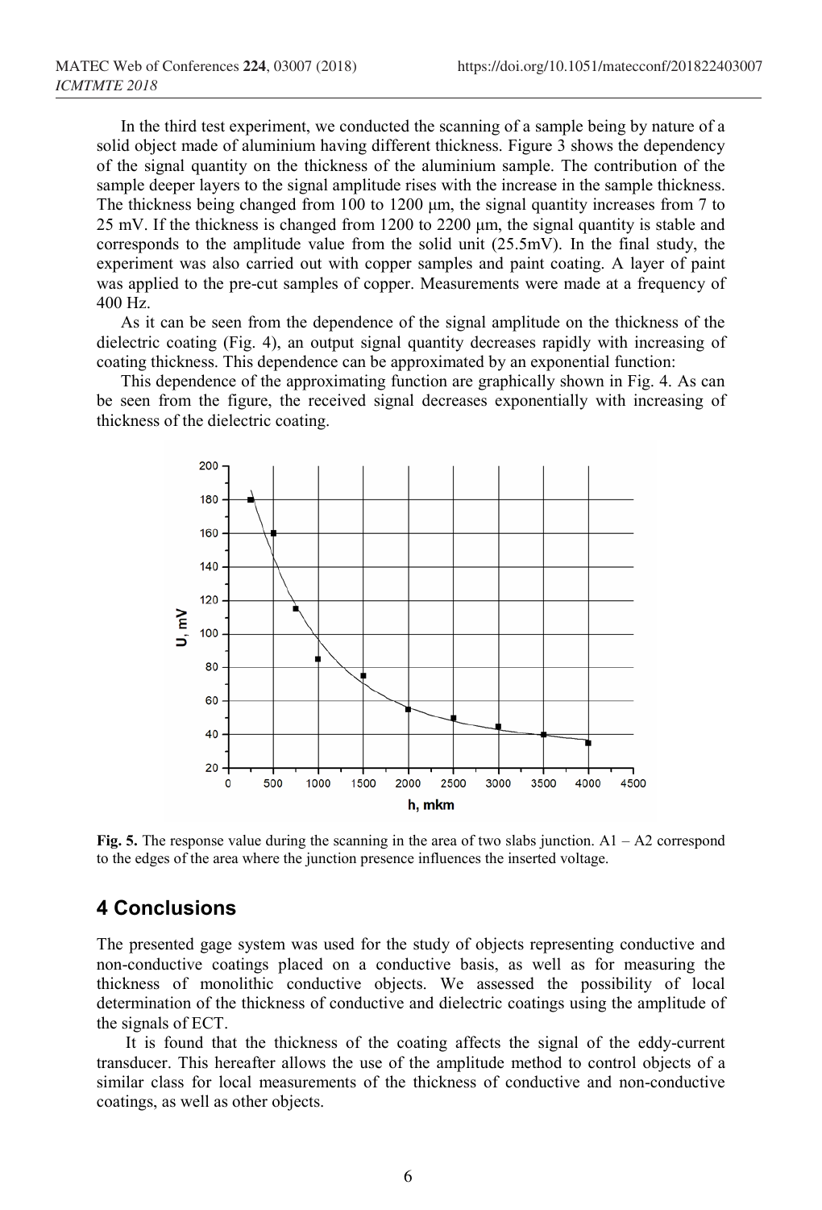In the third test experiment, we conducted the scanning of a sample being by nature of a solid object made of aluminium having different thickness. Figure 3 shows the dependency of the signal quantity on the thickness of the aluminium sample. The contribution of the sample deeper layers to the signal amplitude rises with the increase in the sample thickness. The thickness being changed from 100 to 1200 μm, the signal quantity increases from 7 to 25 mV. If the thickness is changed from 1200 to 2200 μm, the signal quantity is stable and corresponds to the amplitude value from the solid unit (25.5mV). In the final study, the experiment was also carried out with copper samples and paint coating. A layer of paint was applied to the pre-cut samples of copper. Measurements were made at a frequency of 400 Hz.

As it can be seen from the dependence of the signal amplitude on the thickness of the dielectric coating (Fig. 4), an output signal quantity decreases rapidly with increasing of coating thickness. This dependence can be approximated by an exponential function:

This dependence of the approximating function are graphically shown in Fig. 4. As can be seen from the figure, the received signal decreases exponentially with increasing of thickness of the dielectric coating.

**Fig. 5.** The response value during the scanning in the area of two slabs junction. A1 – A2 correspond to the edges of the area where the junction presence influences the inserted voltage.

## 4 Conclusions

The presented gage system was used for the study of objects representing conductive and non-conductive coatings placed on a conductive basis, as well as for measuring the thickness of monolithic conductive objects. We assessed the possibility of local determination of the thickness of conductive and dielectric coatings using the amplitude of the signals of ECT.

It is found that the thickness of the coating affects the signal of the eddy-current transducer. This hereafter allows the use of the amplitude method to control objects of a similar class for local measurements of the thickness of conductive and non-conductive coatings, as well as other objects.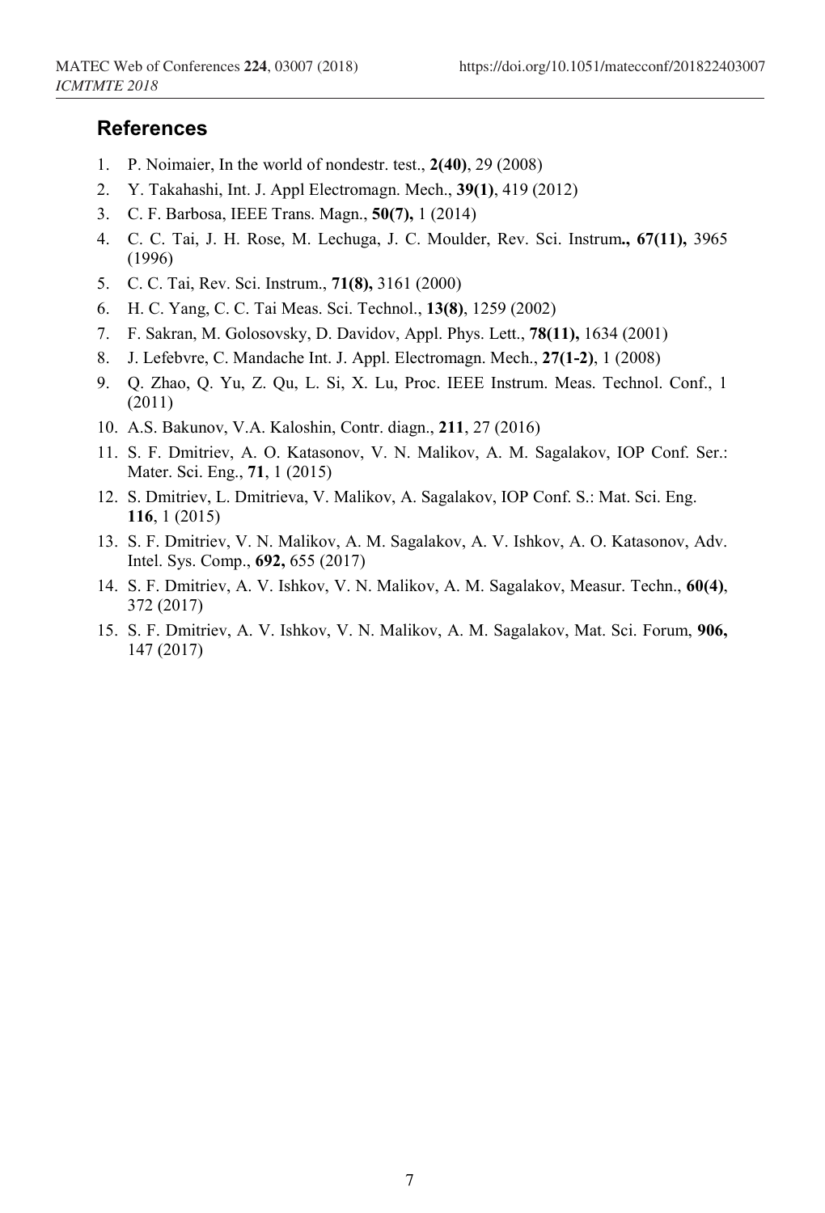## References

1. P. Noimaier, In the world of nondestr. test., **2(40)**, 29 (2008)
2. Y. Takahashi, Int. J. Appl Electromagn. Mech., **39(1)**, 419 (2012)
3. C. F. Barbosa, IEEE Trans. Magn., **50(7),** 1 (2014)
4. C. C. Tai, J. H. Rose, M. Lechuga, J. C. Moulder, Rev. Sci. Instrum**., 67(11),** 3965 (1996)
5. C. C. Tai, Rev. Sci. Instrum., **71(8),** 3161 (2000)
6. H. C. Yang, C. C. Tai Meas. Sci. Technol., **13(8)**, 1259 (2002)
7. F. Sakran, M. Golosovsky, D. Davidov, Appl. Phys. Lett., **78(11),** 1634 (2001)
8. J. Lefebvre, C. Mandache Int. J. Appl. Electromagn. Mech., **27(1-2)**, 1 (2008)
9. Q. Zhao, Q. Yu, Z. Qu, L. Si, X. Lu, Proc. IEEE Instrum. Meas. Technol. Conf., 1 (2011)
10. A.S. Bakunov, V.A. Kaloshin, Contr. diagn., **211**, 27 (2016)
11. S. F. Dmitriev, A. O. Katasonov, V. N. Malikov, A. M. Sagalakov, IOP Conf. Ser.: Mater. Sci. Eng., **71**, 1 (2015)
12. S. Dmitriev, L. Dmitrieva, V. Malikov, A. Sagalakov, IOP Conf. S.: Mat. Sci. Eng. **116**, 1 (2015)
13. S. F. Dmitriev, V. N. Malikov, A. M. Sagalakov, A. V. Ishkov, A. O. Katasonov, Adv. Intel. Sys. Comp., **692,** 655 (2017)
14. S. F. Dmitriev, A. V. Ishkov, V. N. Malikov, A. M. Sagalakov, Measur. Techn., **60(4)**, 372 (2017)
15. S. F. Dmitriev, A. V. Ishkov, V. N. Malikov, A. M. Sagalakov, Mat. Sci. Forum, **906,** 147 (2017)